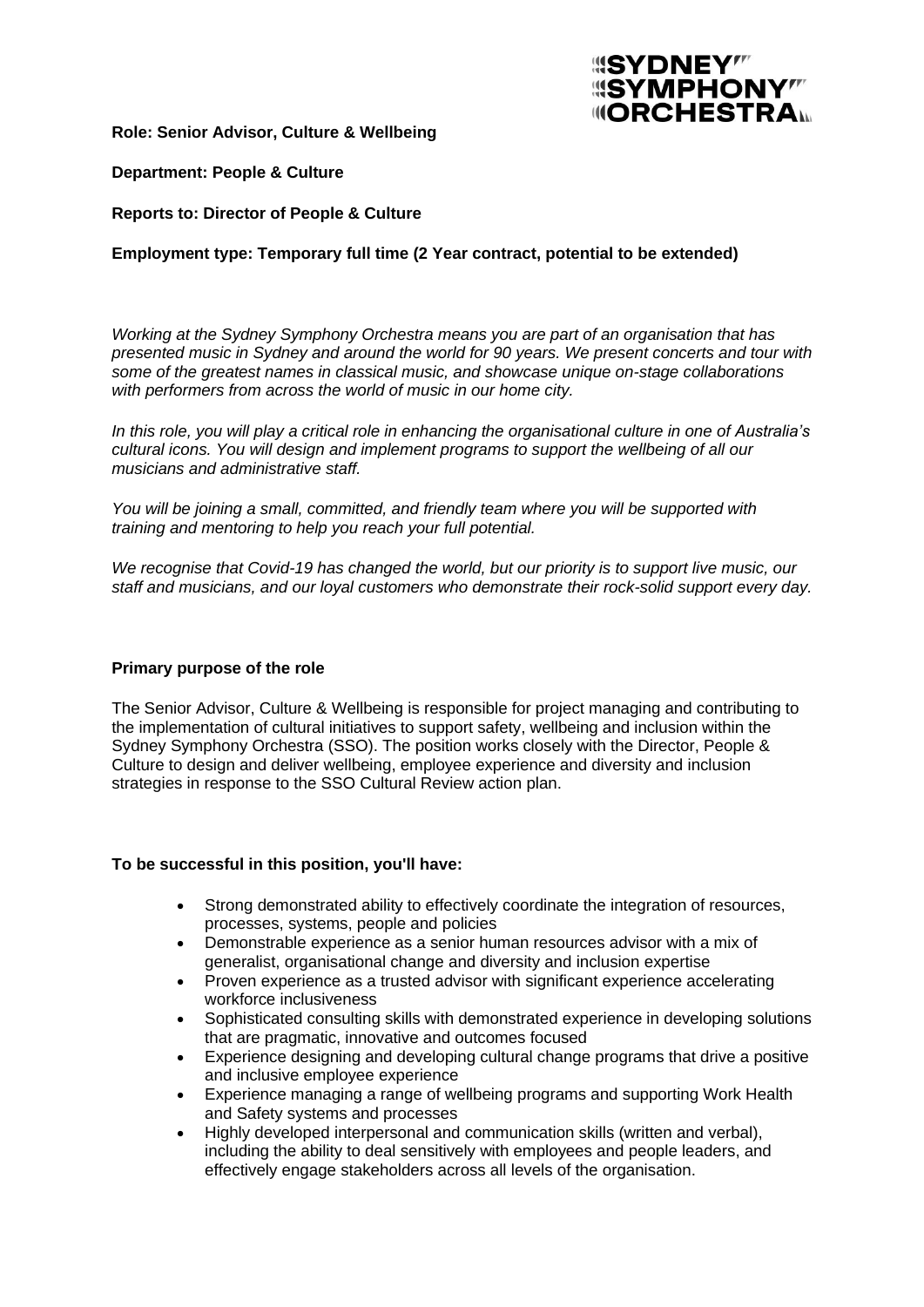**SYDNEY SYMPHONY ORCHESTRA**

**Role: Senior Advisor, Culture & Wellbeing**

**Department: People & Culture**

**Reports to: Director of People & Culture**

**Employment type: Temporary full time (2 Year contract, potential to be extended)**

*Working at the Sydney Symphony Orchestra means you are part of an organisation that has presented music in Sydney and around the world for 90 years. We present concerts and tour with some of the greatest names in classical music, and showcase unique on-stage collaborations with performers from across the world of music in our home city.*

*In this role, you will play a critical role in enhancing the organisational culture in one of Australia's cultural icons. You will design and implement programs to support the wellbeing of all our musicians and administrative staff.*

*You will be joining a small, committed, and friendly team where you will be supported with training and mentoring to help you reach your full potential.*

*We recognise that Covid-19 has changed the world, but our priority is to support live music, our staff and musicians, and our loyal customers who demonstrate their rock-solid support every day.*

**Primary purpose of the role**

The Senior Advisor, Culture & Wellbeing is responsible for project managing and contributing to the implementation of cultural initiatives to support safety, wellbeing and inclusion within the Sydney Symphony Orchestra (SSO). The position works closely with the Director, People & Culture to design and deliver wellbeing, employee experience and diversity and inclusion strategies in response to the SSO Cultural Review action plan.

**To be successful in this position, you'll have:**

- Strong demonstrated ability to effectively coordinate the integration of resources, processes, systems, people and policies
- Demonstrable experience as a senior human resources advisor with a mix of generalist, organisational change and diversity and inclusion expertise
- Proven experience as a trusted advisor with significant experience accelerating workforce inclusiveness
- Sophisticated consulting skills with demonstrated experience in developing solutions that are pragmatic, innovative and outcomes focused
- Experience designing and developing cultural change programs that drive a positive and inclusive employee experience
- Experience managing a range of wellbeing programs and supporting Work Health and Safety systems and processes
- Highly developed interpersonal and communication skills (written and verbal), including the ability to deal sensitively with employees and people leaders, and effectively engage stakeholders across all levels of the organisation.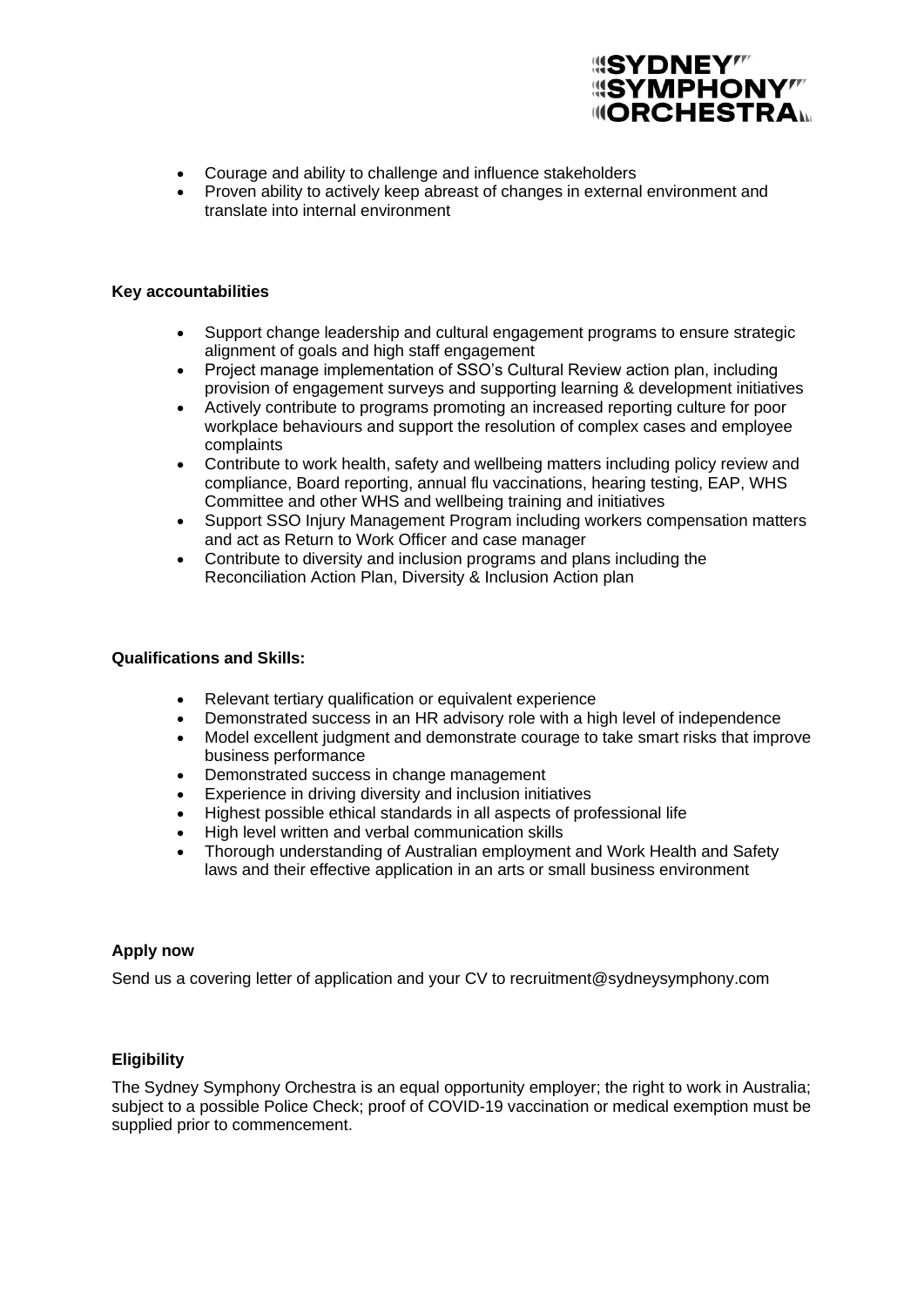- Courage and ability to challenge and influence stakeholders
- Proven ability to actively keep abreast of changes in external environment and translate into internal environment

**Key accountabilities**

- Support change leadership and cultural engagement programs to ensure strategic alignment of goals and high staff engagement
- Project manage implementation of SSO's Cultural Review action plan, including provision of engagement surveys and supporting learning & development initiatives
- Actively contribute to programs promoting an increased reporting culture for poor workplace behaviours and support the resolution of complex cases and employee complaints
- Contribute to work health, safety and wellbeing matters including policy review and compliance, Board reporting, annual flu vaccinations, hearing testing, EAP, WHS Committee and other WHS and wellbeing training and initiatives
- Support SSO Injury Management Program including workers compensation matters and act as Return to Work Officer and case manager
- Contribute to diversity and inclusion programs and plans including the Reconciliation Action Plan, Diversity & Inclusion Action plan

**Qualifications and Skills:**

- Relevant tertiary qualification or equivalent experience
- Demonstrated success in an HR advisory role with a high level of independence
- Model excellent judgment and demonstrate courage to take smart risks that improve business performance
- Demonstrated success in change management
- Experience in driving diversity and inclusion initiatives
- Highest possible ethical standards in all aspects of professional life
- High level written and verbal communication skills
- Thorough understanding of Australian employment and Work Health and Safety laws and their effective application in an arts or small business environment

**Apply now**

Send us a covering letter of application and your CV to recruitment@sydneysymphony.com

**Eligibility**

The Sydney Symphony Orchestra is an equal opportunity employer; the right to work in Australia; subject to a possible Police Check; proof of COVID-19 vaccination or medical exemption must be supplied prior to commencement.